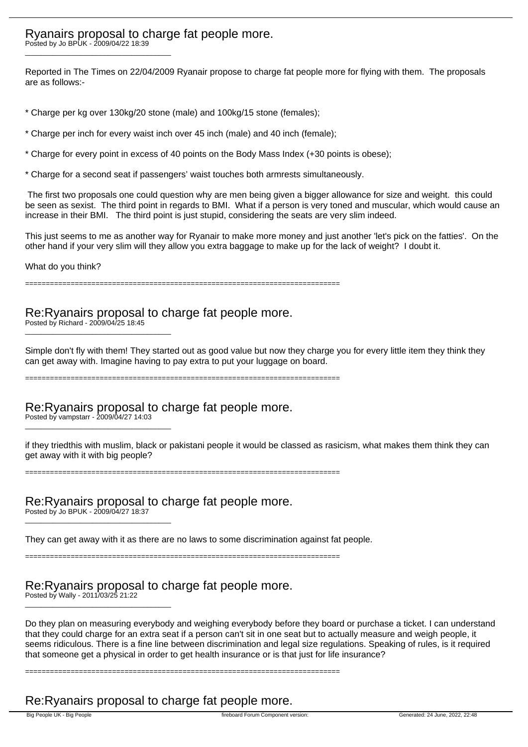# Ryanairs proposal to charge fat people more.

Posted by Jo BPUK - 2009/04/22 18:39

---

Reported in The Times on 22/04/2009 Ryanair propose to charge fat people more for flying with them. The proposals are as follows:-

* Charge per kg over 130kg/20 stone (male) and 100kg/15 stone (females);

* Charge per inch for every waist inch over 45 inch (male) and 40 inch (female);

* Charge for every point in excess of 40 points on the Body Mass Index (+30 points is obese);

* Charge for a second seat if passengers' waist touches both armrests simultaneously.

The first two proposals one could question why are men being given a bigger allowance for size and weight. this could be seen as sexist. The third point in regards to BMI. What if a person is very toned and muscular, which would cause an increase in their BMI. The third point is just stupid, considering the seats are very slim indeed.

This just seems to me as another way for Ryanair to make more money and just another 'let's pick on the fatties'. On the other hand if your very slim will they allow you extra baggage to make up for the lack of weight? I doubt it.

What do you think?

============================================================================

## Re:Ryanairs proposal to charge fat people more.

Posted by Richard - 2009/04/25 18:45

---

Simple don't fly with them! They started out as good value but now they charge you for every little item they think they can get away with. Imagine having to pay extra to put your luggage on board.

============================================================================

## Re:Ryanairs proposal to charge fat people more.

Posted by vampstarr - 2009/04/27 14:03

---

if they triedthis with muslim, black or pakistani people it would be classed as rasicism, what makes them think they can get away with it with big people?

============================================================================

## Re:Ryanairs proposal to charge fat people more.

Posted by Jo BPUK - 2009/04/27 18:37

---

They can get away with it as there are no laws to some discrimination against fat people.

============================================================================

## Re:Ryanairs proposal to charge fat people more.

Posted by Wally - 2011/03/25 21:22

---

Do they plan on measuring everybody and weighing everybody before they board or purchase a ticket. I can understand that they could charge for an extra seat if a person can't sit in one seat but to actually measure and weigh people, it seems ridiculous. There is a fine line between discrimination and legal size regulations. Speaking of rules, is it required that someone get a physical in order to get health insurance or is that just for life insurance?

============================================================================

## Re:Ryanairs proposal to charge fat people more.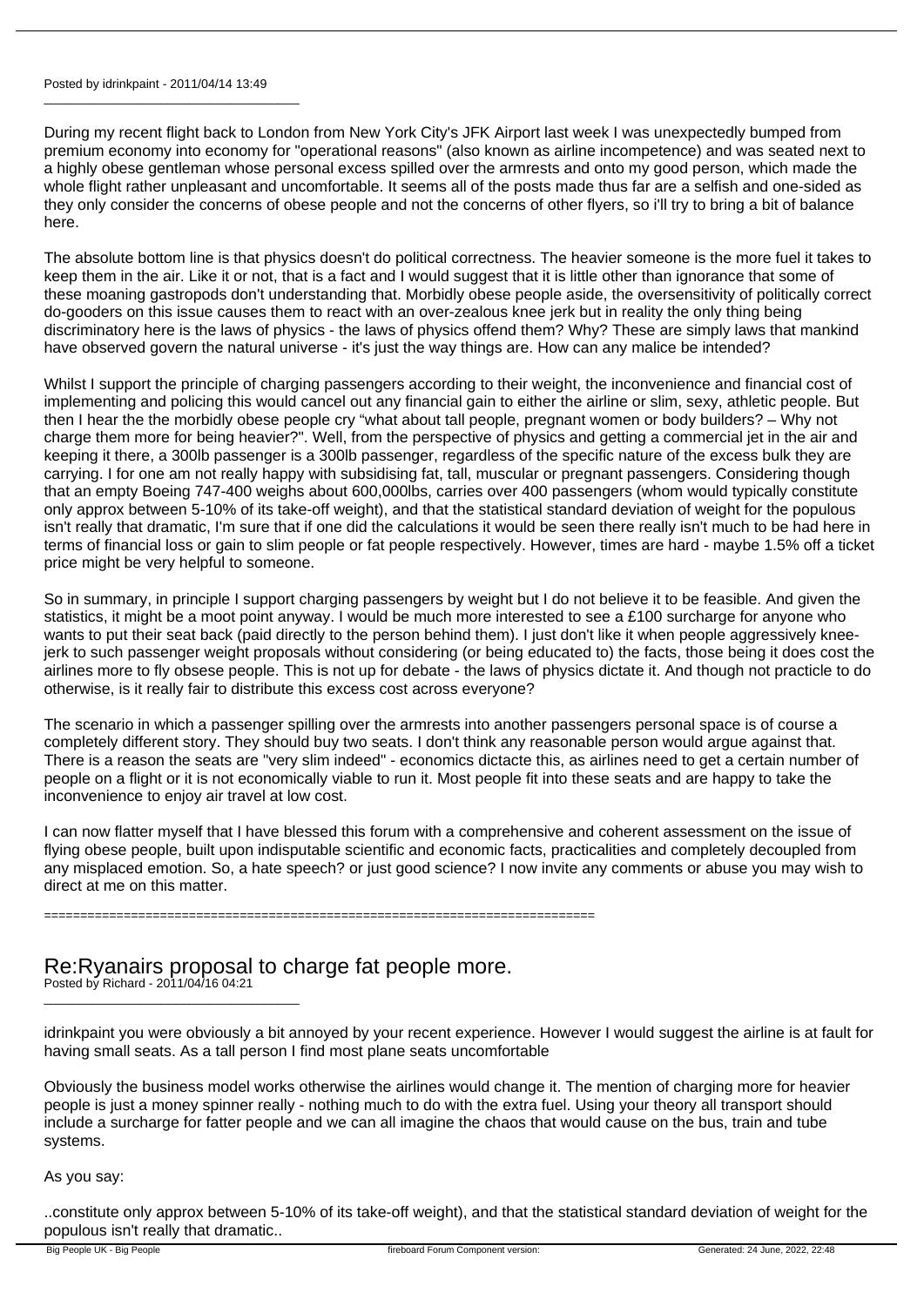Posted by idrinkpaint - 2011/04/14 13:49

---

During my recent flight back to London from New York City's JFK Airport last week I was unexpectedly bumped from premium economy into economy for "operational reasons" (also known as airline incompetence) and was seated next to a highly obese gentleman whose personal excess spilled over the armrests and onto my good person, which made the whole flight rather unpleasant and uncomfortable. It seems all of the posts made thus far are a selfish and one-sided as they only consider the concerns of obese people and not the concerns of other flyers, so i'll try to bring a bit of balance here.

The absolute bottom line is that physics doesn't do political correctness. The heavier someone is the more fuel it takes to keep them in the air. Like it or not, that is a fact and I would suggest that it is little other than ignorance that some of these moaning gastropods don't understanding that. Morbidly obese people aside, the oversensitivity of politically correct do-gooders on this issue causes them to react with an over-zealous knee jerk but in reality the only thing being discriminatory here is the laws of physics - the laws of physics offend them? Why? These are simply laws that mankind have observed govern the natural universe - it's just the way things are. How can any malice be intended?

Whilst I support the principle of charging passengers according to their weight, the inconvenience and financial cost of implementing and policing this would cancel out any financial gain to either the airline or slim, sexy, athletic people. But then I hear the the morbidly obese people cry "what about tall people, pregnant women or body builders? – Why not charge them more for being heavier?". Well, from the perspective of physics and getting a commercial jet in the air and keeping it there, a 300lb passenger is a 300lb passenger, regardless of the specific nature of the excess bulk they are carrying. I for one am not really happy with subsidising fat, tall, muscular or pregnant passengers. Considering though that an empty Boeing 747-400 weighs about 600,000lbs, carries over 400 passengers (whom would typically constitute only approx between 5-10% of its take-off weight), and that the statistical standard deviation of weight for the populous isn't really that dramatic, I'm sure that if one did the calculations it would be seen there really isn't much to be had here in terms of financial loss or gain to slim people or fat people respectively. However, times are hard - maybe 1.5% off a ticket price might be very helpful to someone.

So in summary, in principle I support charging passengers by weight but I do not believe it to be feasible. And given the statistics, it might be a moot point anyway. I would be much more interested to see a £100 surcharge for anyone who wants to put their seat back (paid directly to the person behind them). I just don't like it when people aggressively knee-jerk to such passenger weight proposals without considering (or being educated to) the facts, those being it does cost the airlines more to fly obsese people. This is not up for debate - the laws of physics dictate it. And though not practicle to do otherwise, is it really fair to distribute this excess cost across everyone?

The scenario in which a passenger spilling over the armrests into another passengers personal space is of course a completely different story. They should buy two seats. I don't think any reasonable person would argue against that. There is a reason the seats are "very slim indeed" - economics dictacte this, as airlines need to get a certain number of people on a flight or it is not economically viable to run it. Most people fit into these seats and are happy to take the inconvenience to enjoy air travel at low cost.

I can now flatter myself that I have blessed this forum with a comprehensive and coherent assessment on the issue of flying obese people, built upon indisputable scientific and economic facts, practicalities and completely decoupled from any misplaced emotion. So, a hate speech? or just good science? I now invite any comments or abuse you may wish to direct at me on this matter.

============================================================================

## Re:Ryanairs proposal to charge fat people more.

Posted by Richard - 2011/04/16 04:21

---

idrinkpaint you were obviously a bit annoyed by your recent experience. However I would suggest the airline is at fault for having small seats. As a tall person I find most plane seats uncomfortable

Obviously the business model works otherwise the airlines would change it. The mention of charging more for heavier people is just a money spinner really - nothing much to do with the extra fuel. Using your theory all transport should include a surcharge for fatter people and we can all imagine the chaos that would cause on the bus, train and tube systems.

As you say:

..constitute only approx between 5-10% of its take-off weight), and that the statistical standard deviation of weight for the populous isn't really that dramatic..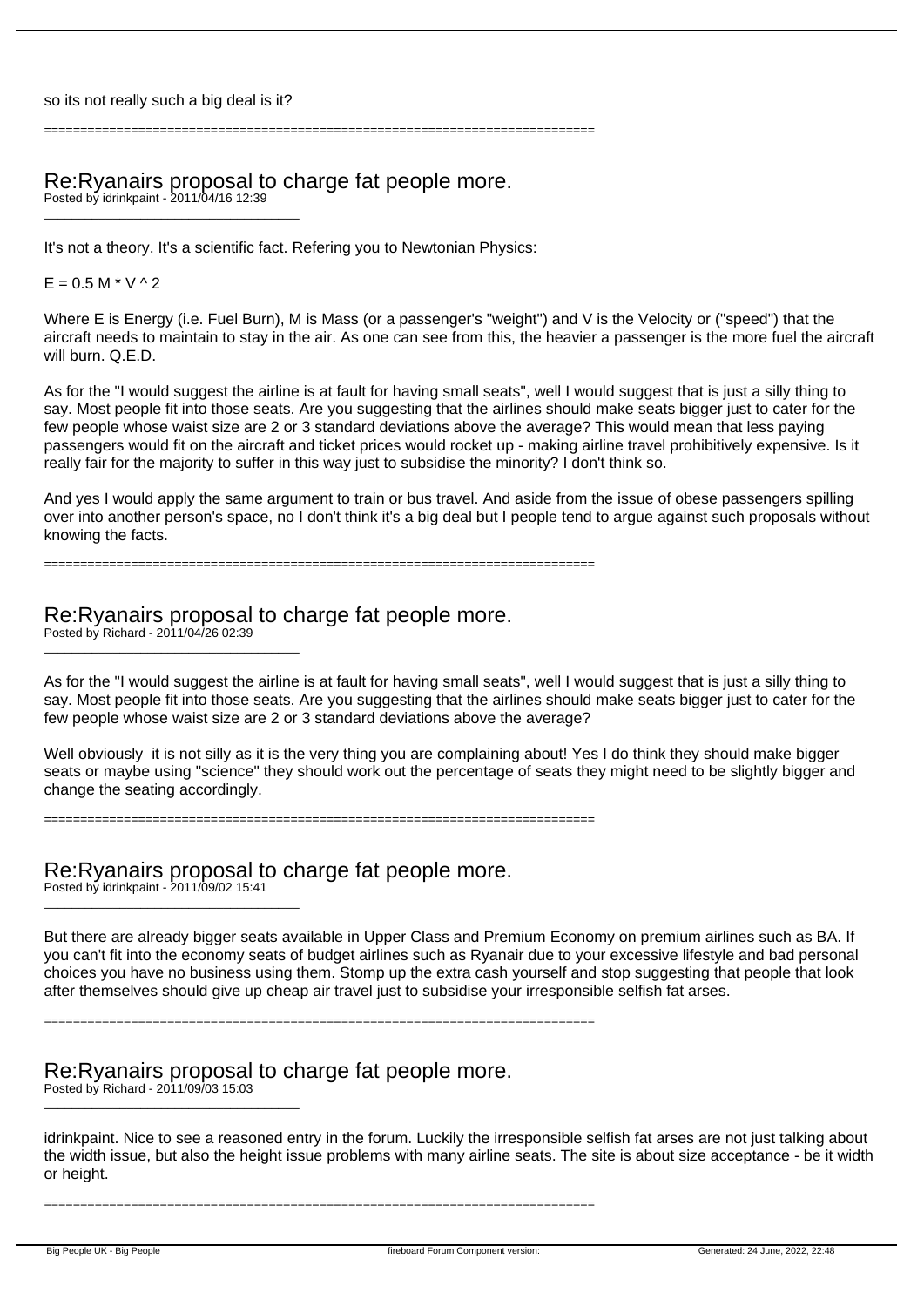so its not really such a big deal is it?

============================================================================

## Re:Ryanairs proposal to charge fat people more.

Posted by idrinkpaint - 2011/04/16 12:39

---

It's not a theory. It's a scientific fact. Refering you to Newtonian Physics:

$E = 0.5 M * V ^ 2$

Where E is Energy (i.e. Fuel Burn), M is Mass (or a passenger's "weight") and V is the Velocity or ("speed") that the aircraft needs to maintain to stay in the air. As one can see from this, the heavier a passenger is the more fuel the aircraft will burn. Q.E.D.

As for the "I would suggest the airline is at fault for having small seats", well I would suggest that is just a silly thing to say. Most people fit into those seats. Are you suggesting that the airlines should make seats bigger just to cater for the few people whose waist size are 2 or 3 standard deviations above the average? This would mean that less paying passengers would fit on the aircraft and ticket prices would rocket up - making airline travel prohibitively expensive. Is it really fair for the majority to suffer in this way just to subsidise the minority? I don't think so.

And yes I would apply the same argument to train or bus travel. And aside from the issue of obese passengers spilling over into another person's space, no I don't think it's a big deal but I people tend to argue against such proposals without knowing the facts.

============================================================================

## Re:Ryanairs proposal to charge fat people more.

Posted by Richard - 2011/04/26 02:39

---

As for the "I would suggest the airline is at fault for having small seats", well I would suggest that is just a silly thing to say. Most people fit into those seats. Are you suggesting that the airlines should make seats bigger just to cater for the few people whose waist size are 2 or 3 standard deviations above the average?

Well obviously it is not silly as it is the very thing you are complaining about! Yes I do think they should make bigger seats or maybe using "science" they should work out the percentage of seats they might need to be slightly bigger and change the seating accordingly.

============================================================================

## Re:Ryanairs proposal to charge fat people more.

Posted by idrinkpaint - 2011/09/02 15:41

---

But there are already bigger seats available in Upper Class and Premium Economy on premium airlines such as BA. If you can't fit into the economy seats of budget airlines such as Ryanair due to your excessive lifestyle and bad personal choices you have no business using them. Stomp up the extra cash yourself and stop suggesting that people that look after themselves should give up cheap air travel just to subsidise your irresponsible selfish fat arses.

============================================================================

## Re:Ryanairs proposal to charge fat people more.

Posted by Richard - 2011/09/03 15:03

---

idrinkpaint. Nice to see a reasoned entry in the forum. Luckily the irresponsible selfish fat arses are not just talking about the width issue, but also the height issue problems with many airline seats. The site is about size acceptance - be it width or height.

============================================================================